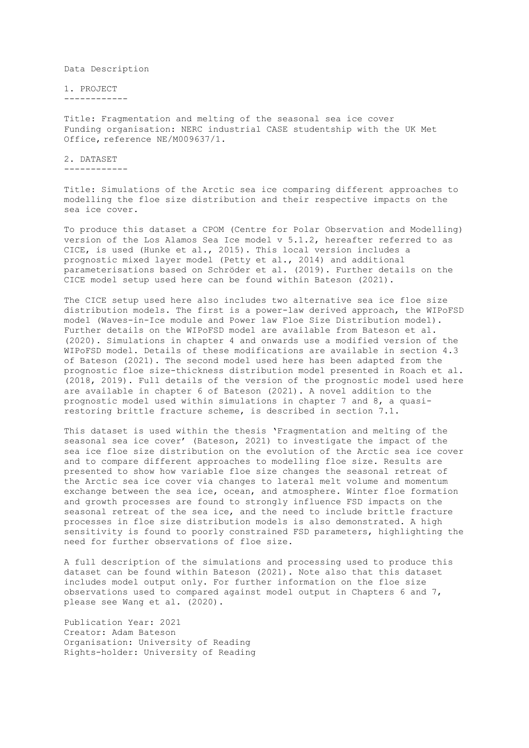Data Description

## 1. PROJECT

Title: Fragmentation and melting of the seasonal sea ice cover
Funding organisation: NERC industrial CASE studentship with the UK Met Office, reference NE/M009637/1.

## 2. DATASET

Title: Simulations of the Arctic sea ice comparing different approaches to modelling the floe size distribution and their respective impacts on the sea ice cover.

To produce this dataset a CPOM (Centre for Polar Observation and Modelling) version of the Los Alamos Sea Ice model v 5.1.2, hereafter referred to as CICE, is used (Hunke et al., 2015). This local version includes a prognostic mixed layer model (Petty et al., 2014) and additional parameterisations based on Schröder et al. (2019). Further details on the CICE model setup used here can be found within Bateson (2021).

The CICE setup used here also includes two alternative sea ice floe size distribution models. The first is a power-law derived approach, the WIPoFSD model (Waves-in-Ice module and Power law Floe Size Distribution model). Further details on the WIPoFSD model are available from Bateson et al. (2020). Simulations in chapter 4 and onwards use a modified version of the WIPoFSD model. Details of these modifications are available in section 4.3 of Bateson (2021). The second model used here has been adapted from the prognostic floe size-thickness distribution model presented in Roach et al. (2018, 2019). Full details of the version of the prognostic model used here are available in chapter 6 of Bateson (2021). A novel addition to the prognostic model used within simulations in chapter 7 and 8, a quasi-restoring brittle fracture scheme, is described in section 7.1.

This dataset is used within the thesis 'Fragmentation and melting of the seasonal sea ice cover' (Bateson, 2021) to investigate the impact of the sea ice floe size distribution on the evolution of the Arctic sea ice cover and to compare different approaches to modelling floe size. Results are presented to show how variable floe size changes the seasonal retreat of the Arctic sea ice cover via changes to lateral melt volume and momentum exchange between the sea ice, ocean, and atmosphere. Winter floe formation and growth processes are found to strongly influence FSD impacts on the seasonal retreat of the sea ice, and the need to include brittle fracture processes in floe size distribution models is also demonstrated. A high sensitivity is found to poorly constrained FSD parameters, highlighting the need for further observations of floe size.

A full description of the simulations and processing used to produce this dataset can be found within Bateson (2021). Note also that this dataset includes model output only. For further information on the floe size observations used to compared against model output in Chapters 6 and 7, please see Wang et al. (2020).

Publication Year: 2021
Creator: Adam Bateson
Organisation: University of Reading
Rights-holder: University of Reading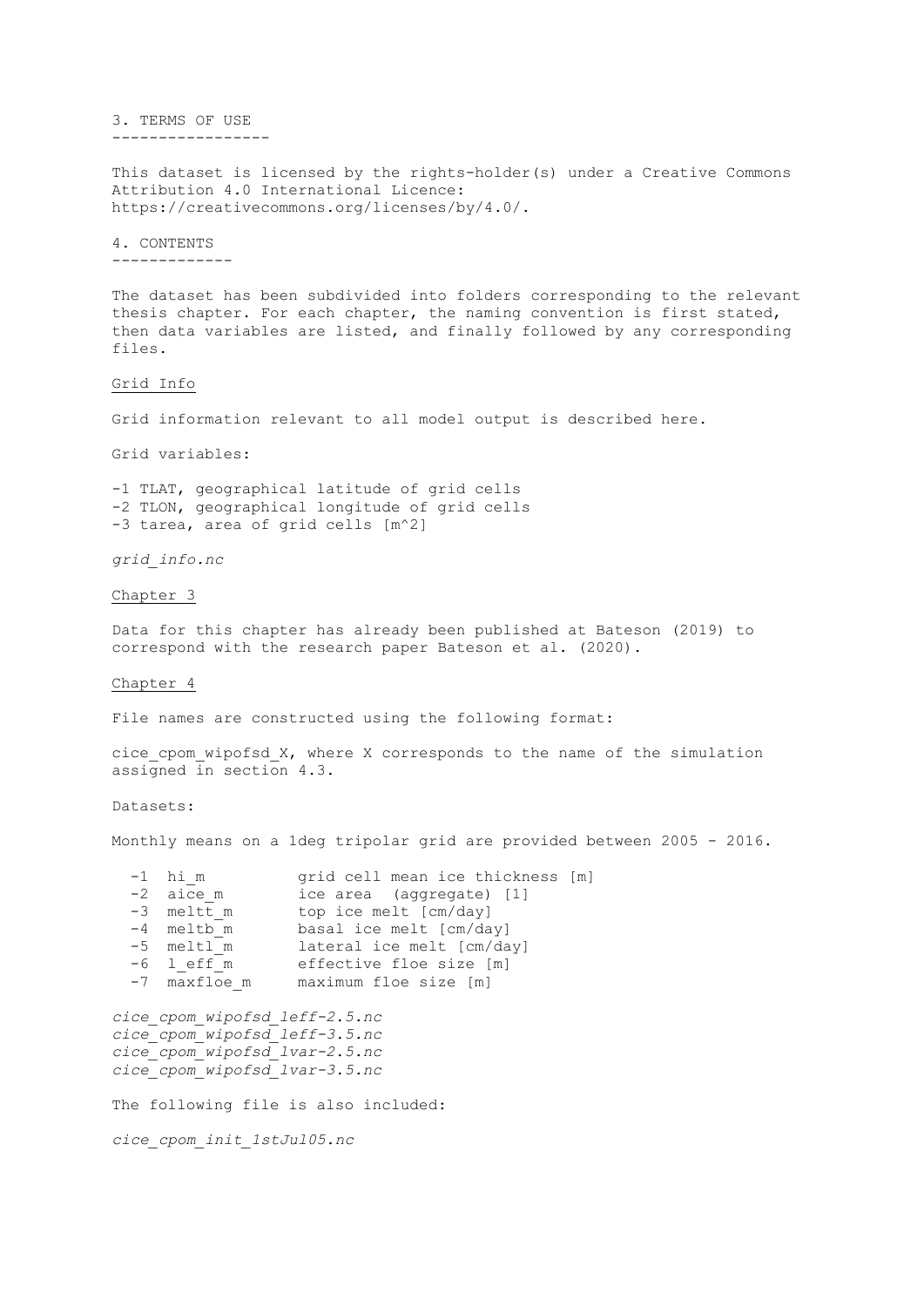## 3. TERMS OF USE

This dataset is licensed by the rights-holder(s) under a Creative Commons Attribution 4.0 International Licence: https://creativecommons.org/licenses/by/4.0/.

## 4. CONTENTS

The dataset has been subdivided into folders corresponding to the relevant thesis chapter. For each chapter, the naming convention is first stated, then data variables are listed, and finally followed by any corresponding files.

### Grid Info

Grid information relevant to all model output is described here.

Grid variables:

-1 TLAT, geographical latitude of grid cells
-2 TLON, geographical longitude of grid cells
-3 tarea, area of grid cells [m^2]

*grid_info.nc*

### Chapter 3

Data for this chapter has already been published at Bateson (2019) to correspond with the research paper Bateson et al. (2020).

### Chapter 4

File names are constructed using the following format:

cice_cpom_wipofsd_X, where X corresponds to the name of the simulation assigned in section 4.3.

Datasets:

Monthly means on a 1deg tripolar grid are provided between 2005 - 2016.

```
  -1  hi_m          grid cell mean ice thickness [m]
  -2  aice_m        ice area  (aggregate) [1]
  -3  meltt_m       top ice melt [cm/day]
  -4  meltb_m       basal ice melt [cm/day]
  -5  meltl_m       lateral ice melt [cm/day]
  -6  l_eff_m       effective floe size [m]
  -7  maxfloe_m     maximum floe size [m]
```

*cice_cpom_wipofsd_leff-2.5.nc*
*cice_cpom_wipofsd_leff-3.5.nc*
*cice_cpom_wipofsd_lvar-2.5.nc*
*cice_cpom_wipofsd_lvar-3.5.nc*

The following file is also included:

*cice_cpom_init_1stJul05.nc*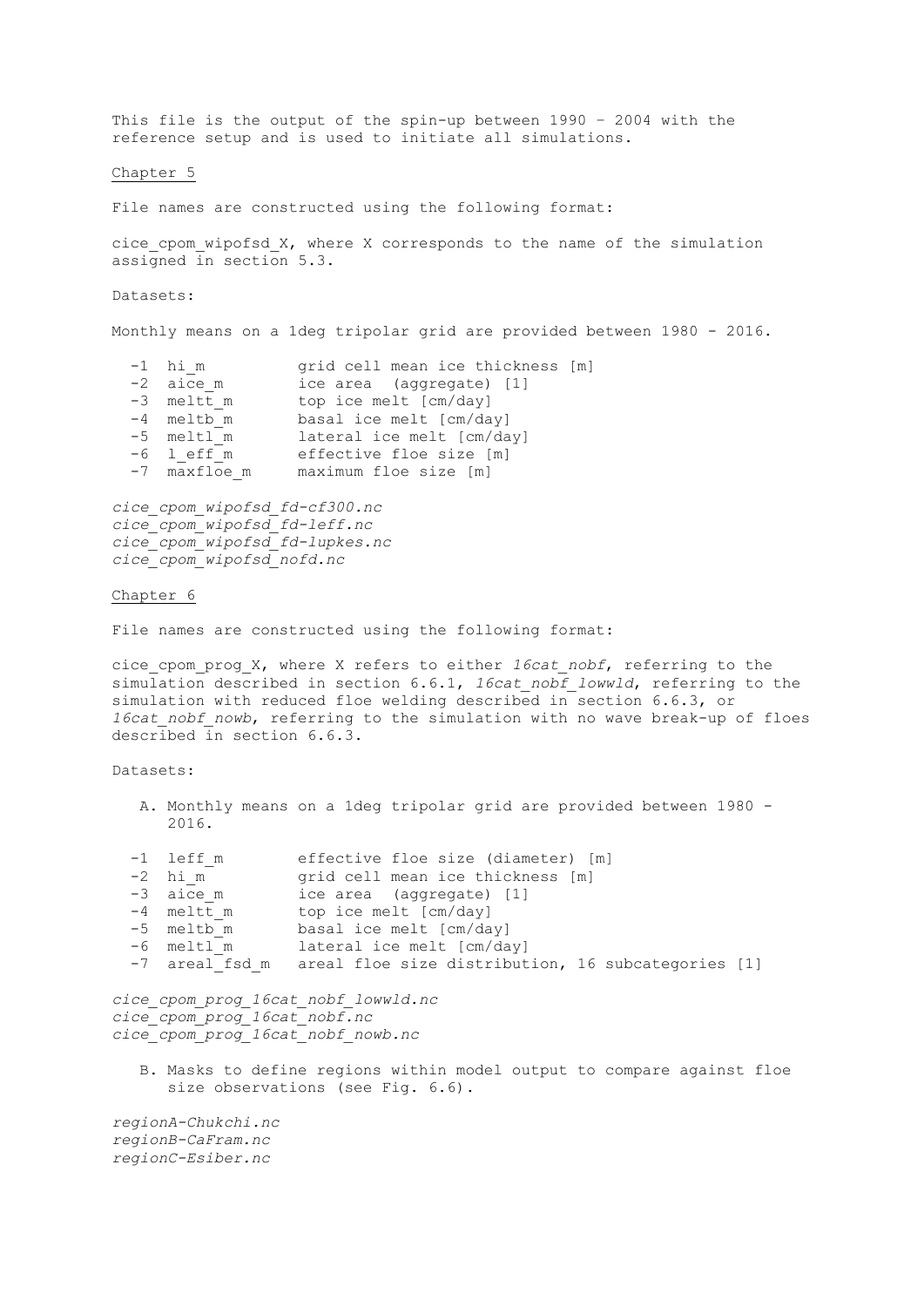This file is the output of the spin-up between 1990 – 2004 with the reference setup and is used to initiate all simulations.

Chapter 5

File names are constructed using the following format:

cice_cpom_wipofsd_X, where X corresponds to the name of the simulation assigned in section 5.3.

Datasets:

Monthly means on a 1deg tripolar grid are provided between 1980 - 2016.

- -1 hi_m grid cell mean ice thickness [m]
- -2 aice_m ice area (aggregate) [1]
- -3 meltt_m top ice melt [cm/day]
- -4 meltb_m basal ice melt [cm/day]
- -5 meltl_m lateral ice melt [cm/day]
- -6 l_eff_m effective floe size [m]
- -7 maxfloe_m maximum floe size [m]

*cice_cpom_wipofsd_fd-cf300.nc*
*cice_cpom_wipofsd_fd-leff.nc*
*cice_cpom_wipofsd_fd-lupkes.nc*
*cice_cpom_wipofsd_nofd.nc*

Chapter 6

File names are constructed using the following format:

cice_cpom_prog_X, where X refers to either *16cat_nobf*, referring to the simulation described in section 6.6.1, *16cat_nobf_lowwld*, referring to the simulation with reduced floe welding described in section 6.6.3, or *16cat_nobf_nowb*, referring to the simulation with no wave break-up of floes described in section 6.6.3.

Datasets:

A. Monthly means on a 1deg tripolar grid are provided between 1980 - 2016.

- -1 leff_m effective floe size (diameter) [m]
- -2 hi_m grid cell mean ice thickness [m]
- -3 aice_m ice area (aggregate) [1]
- -4 meltt_m top ice melt [cm/day]
- -5 meltb_m basal ice melt [cm/day]
- -6 meltl_m lateral ice melt [cm/day]
- -7 areal_fsd_m areal floe size distribution, 16 subcategories [1]

*cice_cpom_prog_16cat_nobf_lowwld.nc*
*cice_cpom_prog_16cat_nobf.nc*
*cice_cpom_prog_16cat_nobf_nowb.nc*

B. Masks to define regions within model output to compare against floe size observations (see Fig. 6.6).

*regionA-Chukchi.nc*
*regionB-CaFram.nc*
*regionC-Esiber.nc*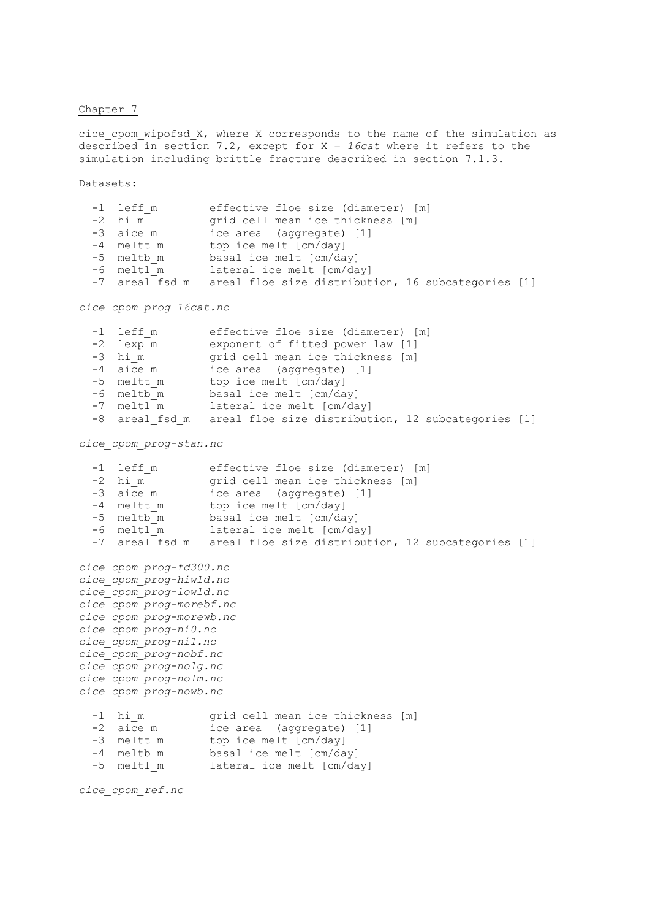Chapter 7

cice_cpom_wipofsd_X, where X corresponds to the name of the simulation as described in section 7.2, except for X = *16cat* where it refers to the simulation including brittle fracture described in section 7.1.3.

Datasets:

```
  -1  leff_m        effective floe size (diameter) [m]
  -2  hi_m          grid cell mean ice thickness [m]
  -3  aice_m        ice area  (aggregate) [1]
  -4  meltt_m       top ice melt [cm/day]
  -5  meltb_m       basal ice melt [cm/day]
  -6  meltl_m       lateral ice melt [cm/day]
  -7  areal_fsd_m   areal floe size distribution, 16 subcategories [1]
```

*cice_cpom_prog_16cat.nc*

```
  -1  leff_m        effective floe size (diameter) [m]
  -2  lexp_m        exponent of fitted power law [1]
  -3  hi_m          grid cell mean ice thickness [m]
  -4  aice_m        ice area  (aggregate) [1]
  -5  meltt_m       top ice melt [cm/day]
  -6  meltb_m       basal ice melt [cm/day]
  -7  meltl_m       lateral ice melt [cm/day]
  -8  areal_fsd_m   areal floe size distribution, 12 subcategories [1]
```

*cice_cpom_prog-stan.nc*

```
  -1  leff_m        effective floe size (diameter) [m]
  -2  hi_m          grid cell mean ice thickness [m]
  -3  aice_m        ice area  (aggregate) [1]
  -4  meltt_m       top ice melt [cm/day]
  -5  meltb_m       basal ice melt [cm/day]
  -6  meltl_m       lateral ice melt [cm/day]
  -7  areal_fsd_m   areal floe size distribution, 12 subcategories [1]
```

*cice_cpom_prog-fd300.nc*
*cice_cpom_prog-hiwld.nc*
*cice_cpom_prog-lowld.nc*
*cice_cpom_prog-morebf.nc*
*cice_cpom_prog-morewb.nc*
*cice_cpom_prog-ni0.nc*
*cice_cpom_prog-ni1.nc*
*cice_cpom_prog-nobf.nc*
*cice_cpom_prog-nolg.nc*
*cice_cpom_prog-nolm.nc*
*cice_cpom_prog-nowb.nc*

```
  -1  hi_m          grid cell mean ice thickness [m]
  -2  aice_m        ice area  (aggregate) [1]
  -3  meltt_m       top ice melt [cm/day]
  -4  meltb_m       basal ice melt [cm/day]
  -5  meltl_m       lateral ice melt [cm/day]
```

*cice_cpom_ref.nc*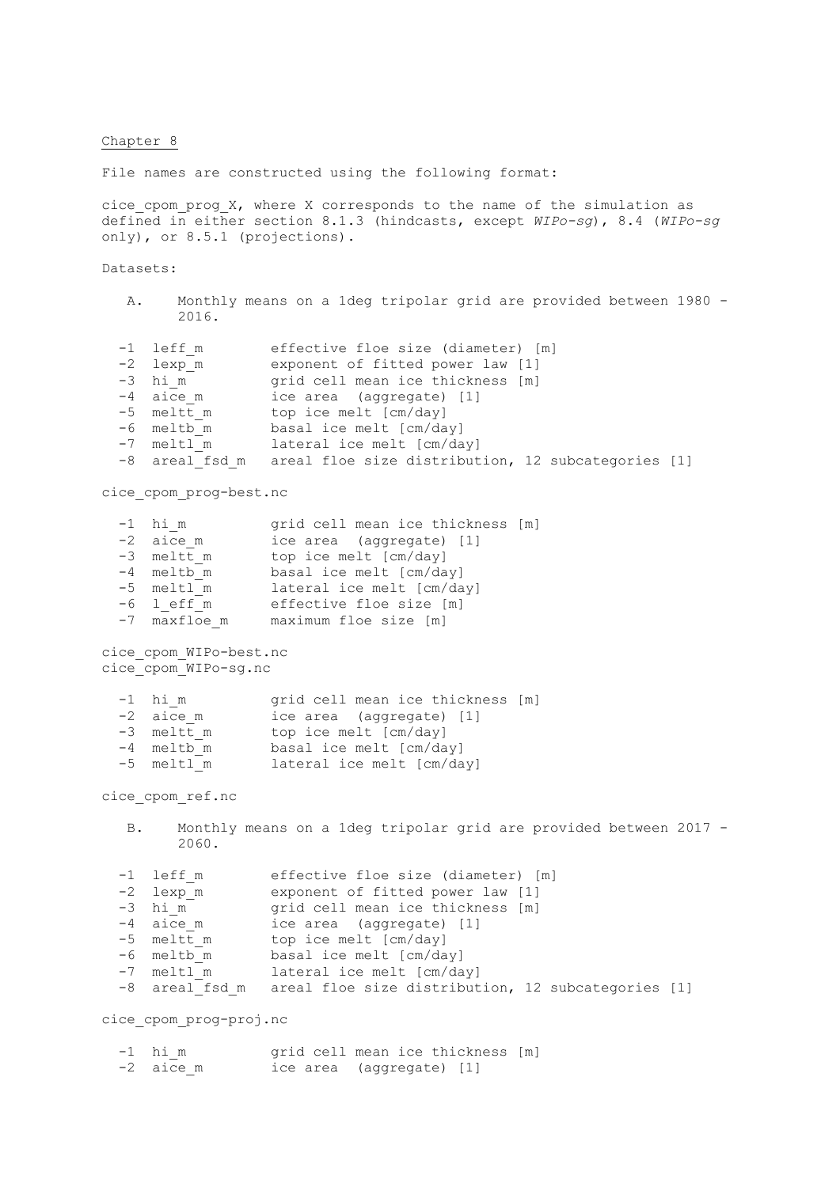<u>Chapter 8</u>

File names are constructed using the following format:

cice_cpom_prog_X, where X corresponds to the name of the simulation as defined in either section 8.1.3 (hindcasts, except *WIPo-sg*), 8.4 (*WIPo-sg* only), or 8.5.1 (projections).

Datasets:

A. Monthly means on a 1deg tripolar grid are provided between 1980 - 2016.

```
-1  leff_m        effective floe size (diameter) [m]
-2  lexp_m        exponent of fitted power law [1]
-3  hi_m          grid cell mean ice thickness [m]
-4  aice_m        ice area  (aggregate) [1]
-5  meltt_m       top ice melt [cm/day]
-6  meltb_m       basal ice melt [cm/day]
-7  meltl_m       lateral ice melt [cm/day]
-8  areal_fsd_m   areal floe size distribution, 12 subcategories [1]
```

cice_cpom_prog-best.nc

```
-1  hi_m          grid cell mean ice thickness [m]
-2  aice_m        ice area  (aggregate) [1]
-3  meltt_m       top ice melt [cm/day]
-4  meltb_m       basal ice melt [cm/day]
-5  meltl_m       lateral ice melt [cm/day]
-6  l_eff_m       effective floe size [m]
-7  maxfloe_m     maximum floe size [m]
```

cice_cpom_WIPo-best.nc
cice_cpom_WIPo-sg.nc

```
-1  hi_m          grid cell mean ice thickness [m]
-2  aice_m        ice area  (aggregate) [1]
-3  meltt_m       top ice melt [cm/day]
-4  meltb_m       basal ice melt [cm/day]
-5  meltl_m       lateral ice melt [cm/day]
```

cice_cpom_ref.nc

B. Monthly means on a 1deg tripolar grid are provided between 2017 - 2060.

```
-1  leff_m        effective floe size (diameter) [m]
-2  lexp_m        exponent of fitted power law [1]
-3  hi_m          grid cell mean ice thickness [m]
-4  aice_m        ice area  (aggregate) [1]
-5  meltt_m       top ice melt [cm/day]
-6  meltb_m       basal ice melt [cm/day]
-7  meltl_m       lateral ice melt [cm/day]
-8  areal_fsd_m   areal floe size distribution, 12 subcategories [1]
```

cice_cpom_prog-proj.nc

```
-1  hi_m          grid cell mean ice thickness [m]
-2  aice_m        ice area  (aggregate) [1]
```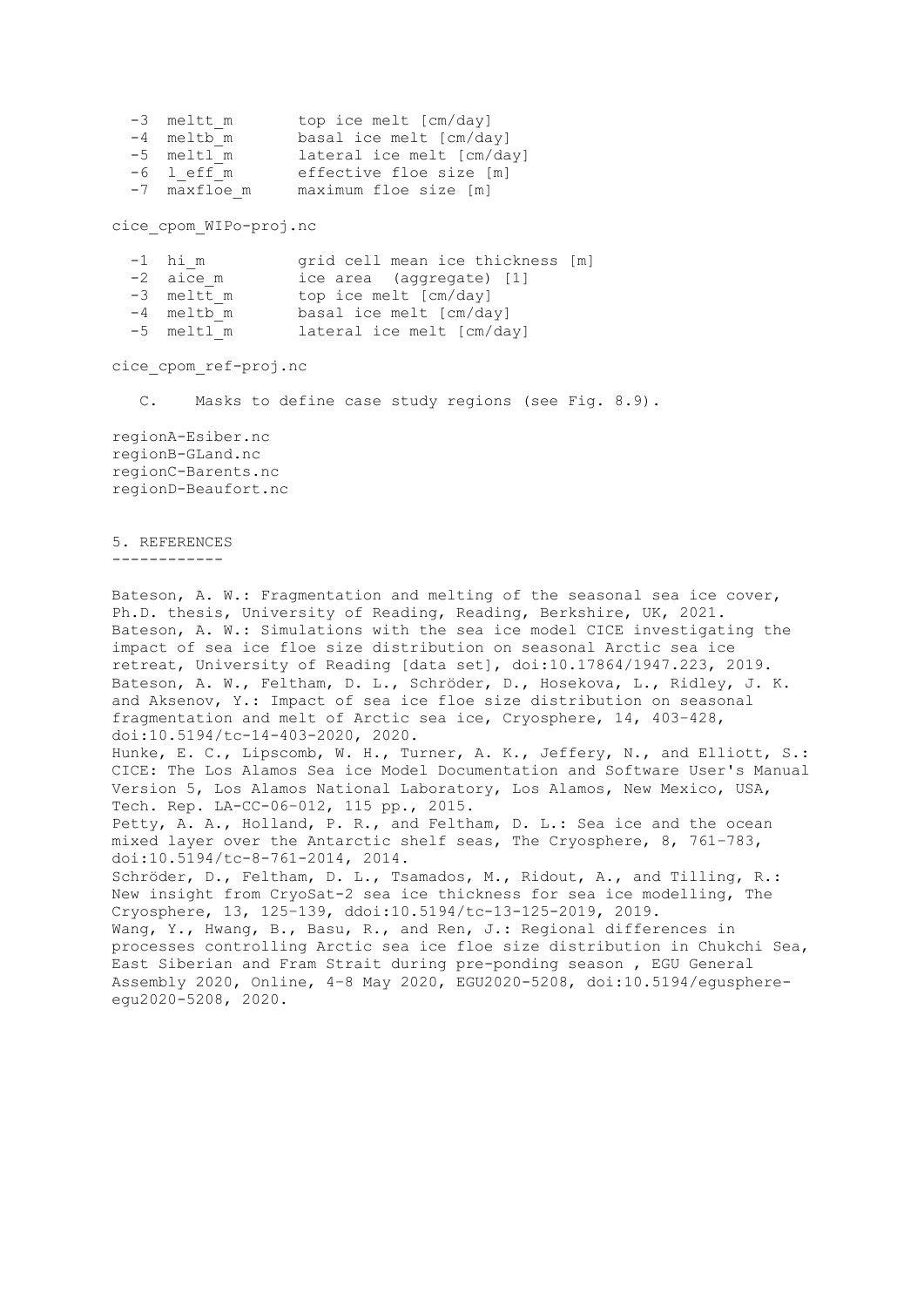```
  -3  meltt_m       top ice melt [cm/day]
  -4  meltb_m       basal ice melt [cm/day]
  -5  meltl_m       lateral ice melt [cm/day]
  -6  l_eff_m       effective floe size [m]
  -7  maxfloe_m     maximum floe size [m]
```

cice_cpom_WIPo-proj.nc

```
  -1  hi_m          grid cell mean ice thickness [m]
  -2  aice_m        ice area  (aggregate) [1]
  -3  meltt_m       top ice melt [cm/day]
  -4  meltb_m       basal ice melt [cm/day]
  -5  meltl_m       lateral ice melt [cm/day]
```

cice_cpom_ref-proj.nc

C. Masks to define case study regions (see Fig. 8.9).

regionA-Esiber.nc
regionB-GLand.nc
regionC-Barents.nc
regionD-Beaufort.nc

## 5. REFERENCES

Bateson, A. W.: Fragmentation and melting of the seasonal sea ice cover, Ph.D. thesis, University of Reading, Reading, Berkshire, UK, 2021.
Bateson, A. W.: Simulations with the sea ice model CICE investigating the impact of sea ice floe size distribution on seasonal Arctic sea ice retreat, University of Reading [data set], doi:10.17864/1947.223, 2019.
Bateson, A. W., Feltham, D. L., Schröder, D., Hosekova, L., Ridley, J. K. and Aksenov, Y.: Impact of sea ice floe size distribution on seasonal fragmentation and melt of Arctic sea ice, Cryosphere, 14, 403–428, doi:10.5194/tc-14-403-2020, 2020.
Hunke, E. C., Lipscomb, W. H., Turner, A. K., Jeffery, N., and Elliott, S.: CICE: The Los Alamos Sea ice Model Documentation and Software User's Manual Version 5, Los Alamos National Laboratory, Los Alamos, New Mexico, USA, Tech. Rep. LA-CC-06-012, 115 pp., 2015.
Petty, A. A., Holland, P. R., and Feltham, D. L.: Sea ice and the ocean mixed layer over the Antarctic shelf seas, The Cryosphere, 8, 761–783, doi:10.5194/tc-8-761-2014, 2014.
Schröder, D., Feltham, D. L., Tsamados, M., Ridout, A., and Tilling, R.: New insight from CryoSat-2 sea ice thickness for sea ice modelling, The Cryosphere, 13, 125–139, ddoi:10.5194/tc-13-125-2019, 2019.
Wang, Y., Hwang, B., Basu, R., and Ren, J.: Regional differences in processes controlling Arctic sea ice floe size distribution in Chukchi Sea, East Siberian and Fram Strait during pre-ponding season , EGU General Assembly 2020, Online, 4–8 May 2020, EGU2020-5208, doi:10.5194/egusphere-egu2020-5208, 2020.